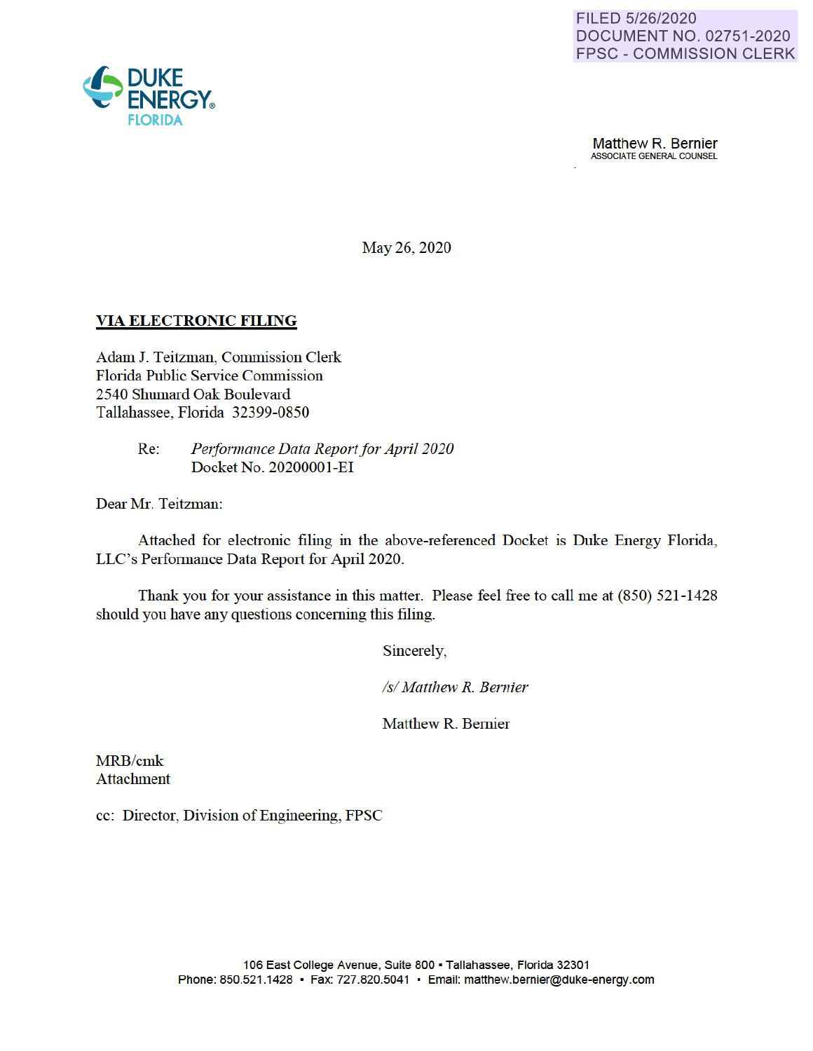FILED 5/26/2020
DOCUMENT NO. 02751-2020
FPSC - COMMISSION CLERK

DUKE ENERGY.
FLORIDA

Matthew R. Bernier
ASSOCIATE GENERAL COUNSEL

May 26, 2020

**VIA ELECTRONIC FILING**

Adam J. Teitzman, Commission Clerk
Florida Public Service Commission
2540 Shumard Oak Boulevard
Tallahassee, Florida 32399-0850

Re: *Performance Data Report for April 2020*
Docket No. 20200001-EI

Dear Mr. Teitzman:

Attached for electronic filing in the above-referenced Docket is Duke Energy Florida, LLC's Performance Data Report for April 2020.

Thank you for your assistance in this matter. Please feel free to call me at (850) 521-1428 should you have any questions concerning this filing.

Sincerely,

*/s/ Matthew R. Bernier*

Matthew R. Bernier

MRB/cmk
Attachment

cc: Director, Division of Engineering, FPSC

106 East College Avenue, Suite 800 ▪ Tallahassee, Florida 32301
Phone: 850.521.1428 ▪ Fax: 727.820.5041 ▪ Email: matthew.bernier@duke-energy.com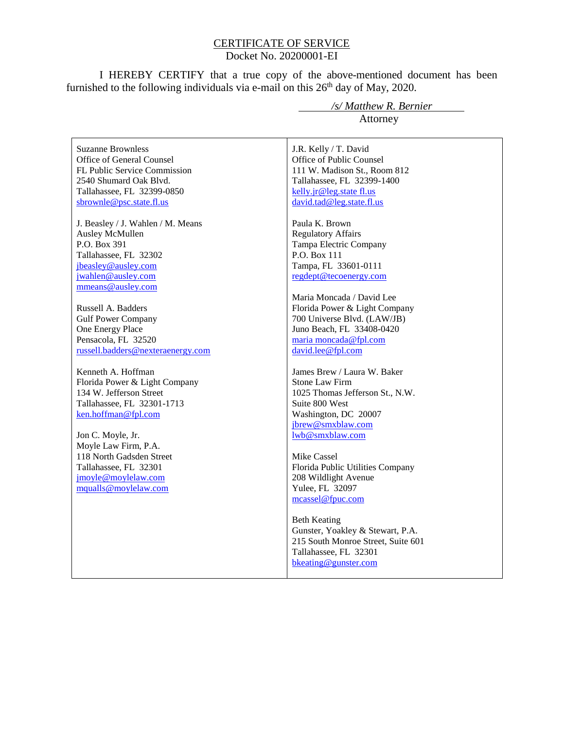# CERTIFICATE OF SERVICE

Docket No. 20200001-EI

I HEREBY CERTIFY that a true copy of the above-mentioned document has been furnished to the following individuals via e-mail on this 26th day of May, 2020.

*/s/ Matthew R. Bernier*
Attorney

Suzanne Brownless
Office of General Counsel
FL Public Service Commission
2540 Shumard Oak Blvd.
Tallahassee, FL 32399-0850
sbrownle@psc.state.fl.us

J. Beasley / J. Wahlen / M. Means
Ausley McMullen
P.O. Box 391
Tallahassee, FL 32302
jbeasley@ausley.com
jwahlen@ausley.com
mmeans@ausley.com

Russell A. Badders
Gulf Power Company
One Energy Place
Pensacola, FL 32520
russell.badders@nexteraenergy.com

Kenneth A. Hoffman
Florida Power & Light Company
134 W. Jefferson Street
Tallahassee, FL 32301-1713
ken.hoffman@fpl.com

Jon C. Moyle, Jr.
Moyle Law Firm, P.A.
118 North Gadsden Street
Tallahassee, FL 32301
jmoyle@moylelaw.com
mqualls@moylelaw.com

J.R. Kelly / T. David
Office of Public Counsel
111 W. Madison St., Room 812
Tallahassee, FL 32399-1400
kelly.jr@leg.state fl.us
david.tad@leg.state.fl.us

Paula K. Brown
Regulatory Affairs
Tampa Electric Company
P.O. Box 111
Tampa, FL 33601-0111
regdept@tecoenergy.com

Maria Moncada / David Lee
Florida Power & Light Company
700 Universe Blvd. (LAW/JB)
Juno Beach, FL 33408-0420
maria moncada@fpl.com
david.lee@fpl.com

James Brew / Laura W. Baker
Stone Law Firm
1025 Thomas Jefferson St., N.W.
Suite 800 West
Washington, DC 20007
jbrew@smxblaw.com
lwb@smxblaw.com

Mike Cassel
Florida Public Utilities Company
208 Wildlight Avenue
Yulee, FL 32097
mcassel@fpuc.com

Beth Keating
Gunster, Yoakley & Stewart, P.A.
215 South Monroe Street, Suite 601
Tallahassee, FL 32301
bkeating@gunster.com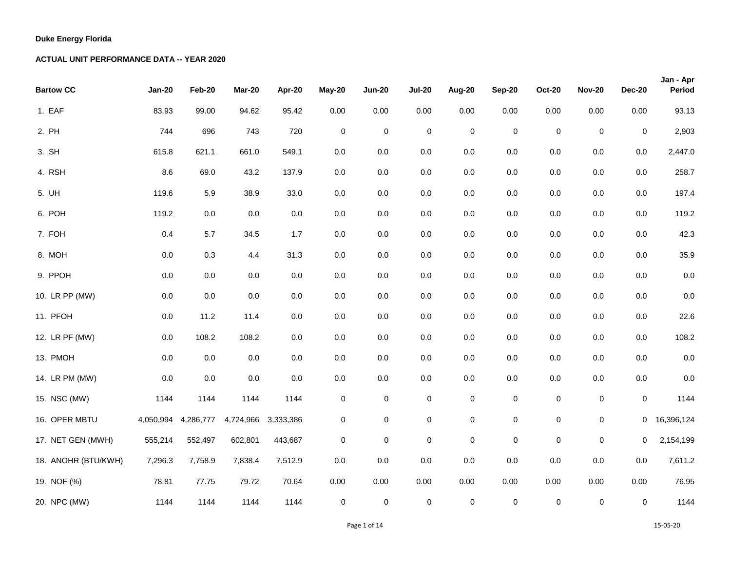**Duke Energy Florida**

**ACTUAL UNIT PERFORMANCE DATA -- YEAR 2020**

| **Bartow CC** | **Jan-20** | **Feb-20** | **Mar-20** | **Apr-20** | **May-20** | **Jun-20** | **Jul-20** | **Aug-20** | **Sep-20** | **Oct-20** | **Nov-20** | **Dec-20** | **Jan - Apr Period** |
|---|---|---|---|---|---|---|---|---|---|---|---|---|---|
| 1. EAF | 83.93 | 99.00 | 94.62 | 95.42 | 0.00 | 0.00 | 0.00 | 0.00 | 0.00 | 0.00 | 0.00 | 0.00 | 93.13 |
| 2. PH | 744 | 696 | 743 | 720 | 0 | 0 | 0 | 0 | 0 | 0 | 0 | 0 | 2,903 |
| 3. SH | 615.8 | 621.1 | 661.0 | 549.1 | 0.0 | 0.0 | 0.0 | 0.0 | 0.0 | 0.0 | 0.0 | 0.0 | 2,447.0 |
| 4. RSH | 8.6 | 69.0 | 43.2 | 137.9 | 0.0 | 0.0 | 0.0 | 0.0 | 0.0 | 0.0 | 0.0 | 0.0 | 258.7 |
| 5. UH | 119.6 | 5.9 | 38.9 | 33.0 | 0.0 | 0.0 | 0.0 | 0.0 | 0.0 | 0.0 | 0.0 | 0.0 | 197.4 |
| 6. POH | 119.2 | 0.0 | 0.0 | 0.0 | 0.0 | 0.0 | 0.0 | 0.0 | 0.0 | 0.0 | 0.0 | 0.0 | 119.2 |
| 7. FOH | 0.4 | 5.7 | 34.5 | 1.7 | 0.0 | 0.0 | 0.0 | 0.0 | 0.0 | 0.0 | 0.0 | 0.0 | 42.3 |
| 8. MOH | 0.0 | 0.3 | 4.4 | 31.3 | 0.0 | 0.0 | 0.0 | 0.0 | 0.0 | 0.0 | 0.0 | 0.0 | 35.9 |
| 9. PPOH | 0.0 | 0.0 | 0.0 | 0.0 | 0.0 | 0.0 | 0.0 | 0.0 | 0.0 | 0.0 | 0.0 | 0.0 | 0.0 |
| 10. LR PP (MW) | 0.0 | 0.0 | 0.0 | 0.0 | 0.0 | 0.0 | 0.0 | 0.0 | 0.0 | 0.0 | 0.0 | 0.0 | 0.0 |
| 11. PFOH | 0.0 | 11.2 | 11.4 | 0.0 | 0.0 | 0.0 | 0.0 | 0.0 | 0.0 | 0.0 | 0.0 | 0.0 | 22.6 |
| 12. LR PF (MW) | 0.0 | 108.2 | 108.2 | 0.0 | 0.0 | 0.0 | 0.0 | 0.0 | 0.0 | 0.0 | 0.0 | 0.0 | 108.2 |
| 13. PMOH | 0.0 | 0.0 | 0.0 | 0.0 | 0.0 | 0.0 | 0.0 | 0.0 | 0.0 | 0.0 | 0.0 | 0.0 | 0.0 |
| 14. LR PM (MW) | 0.0 | 0.0 | 0.0 | 0.0 | 0.0 | 0.0 | 0.0 | 0.0 | 0.0 | 0.0 | 0.0 | 0.0 | 0.0 |
| 15. NSC (MW) | 1144 | 1144 | 1144 | 1144 | 0 | 0 | 0 | 0 | 0 | 0 | 0 | 0 | 1144 |
| 16. OPER MBTU | 4,050,994 | 4,286,777 | 4,724,966 | 3,333,386 | 0 | 0 | 0 | 0 | 0 | 0 | 0 | 0 | 16,396,124 |
| 17. NET GEN (MWH) | 555,214 | 552,497 | 602,801 | 443,687 | 0 | 0 | 0 | 0 | 0 | 0 | 0 | 0 | 2,154,199 |
| 18. ANOHR (BTU/KWH) | 7,296.3 | 7,758.9 | 7,838.4 | 7,512.9 | 0.0 | 0.0 | 0.0 | 0.0 | 0.0 | 0.0 | 0.0 | 0.0 | 7,611.2 |
| 19. NOF (%) | 78.81 | 77.75 | 79.72 | 70.64 | 0.00 | 0.00 | 0.00 | 0.00 | 0.00 | 0.00 | 0.00 | 0.00 | 76.95 |
| 20. NPC (MW) | 1144 | 1144 | 1144 | 1144 | 0 | 0 | 0 | 0 | 0 | 0 | 0 | 0 | 1144 |

15-05-20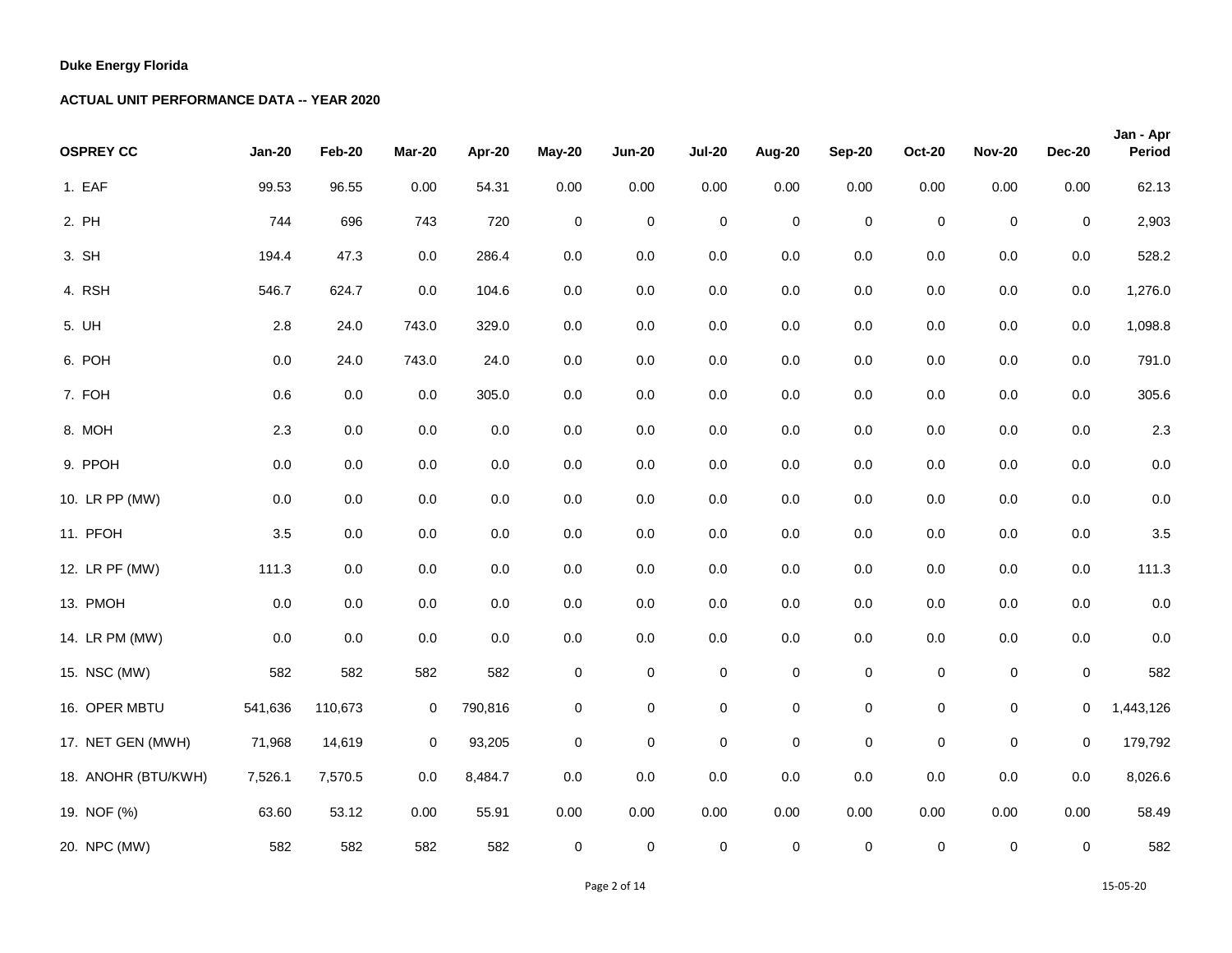**Duke Energy Florida**

**ACTUAL UNIT PERFORMANCE DATA -- YEAR 2020**

| OSPREY CC | Jan-20 | Feb-20 | Mar-20 | Apr-20 | May-20 | Jun-20 | Jul-20 | Aug-20 | Sep-20 | Oct-20 | Nov-20 | Dec-20 | Jan - Apr Period |
|---|---|---|---|---|---|---|---|---|---|---|---|---|---|
| 1. EAF | 99.53 | 96.55 | 0.00 | 54.31 | 0.00 | 0.00 | 0.00 | 0.00 | 0.00 | 0.00 | 0.00 | 0.00 | 62.13 |
| 2. PH | 744 | 696 | 743 | 720 | 0 | 0 | 0 | 0 | 0 | 0 | 0 | 0 | 2,903 |
| 3. SH | 194.4 | 47.3 | 0.0 | 286.4 | 0.0 | 0.0 | 0.0 | 0.0 | 0.0 | 0.0 | 0.0 | 0.0 | 528.2 |
| 4. RSH | 546.7 | 624.7 | 0.0 | 104.6 | 0.0 | 0.0 | 0.0 | 0.0 | 0.0 | 0.0 | 0.0 | 0.0 | 1,276.0 |
| 5. UH | 2.8 | 24.0 | 743.0 | 329.0 | 0.0 | 0.0 | 0.0 | 0.0 | 0.0 | 0.0 | 0.0 | 0.0 | 1,098.8 |
| 6. POH | 0.0 | 24.0 | 743.0 | 24.0 | 0.0 | 0.0 | 0.0 | 0.0 | 0.0 | 0.0 | 0.0 | 0.0 | 791.0 |
| 7. FOH | 0.6 | 0.0 | 0.0 | 305.0 | 0.0 | 0.0 | 0.0 | 0.0 | 0.0 | 0.0 | 0.0 | 0.0 | 305.6 |
| 8. MOH | 2.3 | 0.0 | 0.0 | 0.0 | 0.0 | 0.0 | 0.0 | 0.0 | 0.0 | 0.0 | 0.0 | 0.0 | 2.3 |
| 9. PPOH | 0.0 | 0.0 | 0.0 | 0.0 | 0.0 | 0.0 | 0.0 | 0.0 | 0.0 | 0.0 | 0.0 | 0.0 | 0.0 |
| 10. LR PP (MW) | 0.0 | 0.0 | 0.0 | 0.0 | 0.0 | 0.0 | 0.0 | 0.0 | 0.0 | 0.0 | 0.0 | 0.0 | 0.0 |
| 11. PFOH | 3.5 | 0.0 | 0.0 | 0.0 | 0.0 | 0.0 | 0.0 | 0.0 | 0.0 | 0.0 | 0.0 | 0.0 | 3.5 |
| 12. LR PF (MW) | 111.3 | 0.0 | 0.0 | 0.0 | 0.0 | 0.0 | 0.0 | 0.0 | 0.0 | 0.0 | 0.0 | 0.0 | 111.3 |
| 13. PMOH | 0.0 | 0.0 | 0.0 | 0.0 | 0.0 | 0.0 | 0.0 | 0.0 | 0.0 | 0.0 | 0.0 | 0.0 | 0.0 |
| 14. LR PM (MW) | 0.0 | 0.0 | 0.0 | 0.0 | 0.0 | 0.0 | 0.0 | 0.0 | 0.0 | 0.0 | 0.0 | 0.0 | 0.0 |
| 15. NSC (MW) | 582 | 582 | 582 | 582 | 0 | 0 | 0 | 0 | 0 | 0 | 0 | 0 | 582 |
| 16. OPER MBTU | 541,636 | 110,673 | 0 | 790,816 | 0 | 0 | 0 | 0 | 0 | 0 | 0 | 0 | 1,443,126 |
| 17. NET GEN (MWH) | 71,968 | 14,619 | 0 | 93,205 | 0 | 0 | 0 | 0 | 0 | 0 | 0 | 0 | 179,792 |
| 18. ANOHR (BTU/KWH) | 7,526.1 | 7,570.5 | 0.0 | 8,484.7 | 0.0 | 0.0 | 0.0 | 0.0 | 0.0 | 0.0 | 0.0 | 0.0 | 8,026.6 |
| 19. NOF (%) | 63.60 | 53.12 | 0.00 | 55.91 | 0.00 | 0.00 | 0.00 | 0.00 | 0.00 | 0.00 | 0.00 | 0.00 | 58.49 |
| 20. NPC (MW) | 582 | 582 | 582 | 582 | 0 | 0 | 0 | 0 | 0 | 0 | 0 | 0 | 582 |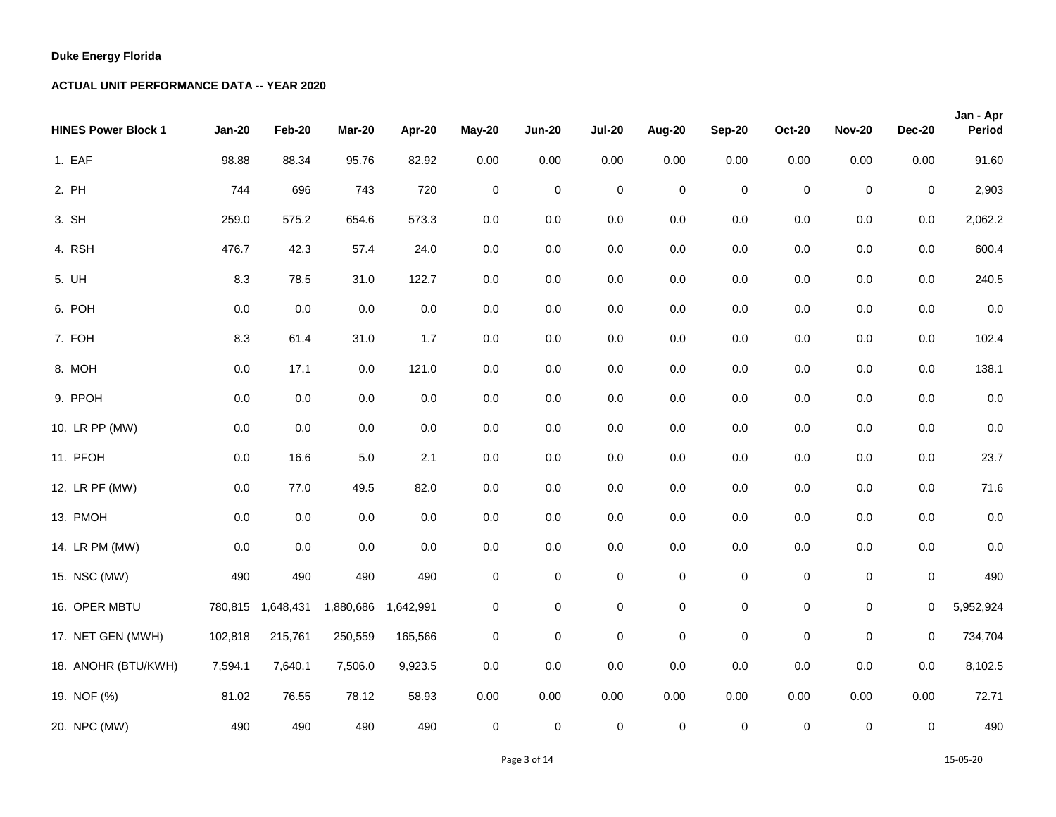**Duke Energy Florida**

**ACTUAL UNIT PERFORMANCE DATA -- YEAR 2020**

| HINES Power Block 1 | Jan-20 | Feb-20 | Mar-20 | Apr-20 | May-20 | Jun-20 | Jul-20 | Aug-20 | Sep-20 | Oct-20 | Nov-20 | Dec-20 | Jan - Apr Period |
|---|---|---|---|---|---|---|---|---|---|---|---|---|---|
| 1. EAF | 98.88 | 88.34 | 95.76 | 82.92 | 0.00 | 0.00 | 0.00 | 0.00 | 0.00 | 0.00 | 0.00 | 0.00 | 91.60 |
| 2. PH | 744 | 696 | 743 | 720 | 0 | 0 | 0 | 0 | 0 | 0 | 0 | 0 | 2,903 |
| 3. SH | 259.0 | 575.2 | 654.6 | 573.3 | 0.0 | 0.0 | 0.0 | 0.0 | 0.0 | 0.0 | 0.0 | 0.0 | 2,062.2 |
| 4. RSH | 476.7 | 42.3 | 57.4 | 24.0 | 0.0 | 0.0 | 0.0 | 0.0 | 0.0 | 0.0 | 0.0 | 0.0 | 600.4 |
| 5. UH | 8.3 | 78.5 | 31.0 | 122.7 | 0.0 | 0.0 | 0.0 | 0.0 | 0.0 | 0.0 | 0.0 | 0.0 | 240.5 |
| 6. POH | 0.0 | 0.0 | 0.0 | 0.0 | 0.0 | 0.0 | 0.0 | 0.0 | 0.0 | 0.0 | 0.0 | 0.0 | 0.0 |
| 7. FOH | 8.3 | 61.4 | 31.0 | 1.7 | 0.0 | 0.0 | 0.0 | 0.0 | 0.0 | 0.0 | 0.0 | 0.0 | 102.4 |
| 8. MOH | 0.0 | 17.1 | 0.0 | 121.0 | 0.0 | 0.0 | 0.0 | 0.0 | 0.0 | 0.0 | 0.0 | 0.0 | 138.1 |
| 9. PPOH | 0.0 | 0.0 | 0.0 | 0.0 | 0.0 | 0.0 | 0.0 | 0.0 | 0.0 | 0.0 | 0.0 | 0.0 | 0.0 |
| 10. LR PP (MW) | 0.0 | 0.0 | 0.0 | 0.0 | 0.0 | 0.0 | 0.0 | 0.0 | 0.0 | 0.0 | 0.0 | 0.0 | 0.0 |
| 11. PFOH | 0.0 | 16.6 | 5.0 | 2.1 | 0.0 | 0.0 | 0.0 | 0.0 | 0.0 | 0.0 | 0.0 | 0.0 | 23.7 |
| 12. LR PF (MW) | 0.0 | 77.0 | 49.5 | 82.0 | 0.0 | 0.0 | 0.0 | 0.0 | 0.0 | 0.0 | 0.0 | 0.0 | 71.6 |
| 13. PMOH | 0.0 | 0.0 | 0.0 | 0.0 | 0.0 | 0.0 | 0.0 | 0.0 | 0.0 | 0.0 | 0.0 | 0.0 | 0.0 |
| 14. LR PM (MW) | 0.0 | 0.0 | 0.0 | 0.0 | 0.0 | 0.0 | 0.0 | 0.0 | 0.0 | 0.0 | 0.0 | 0.0 | 0.0 |
| 15. NSC (MW) | 490 | 490 | 490 | 490 | 0 | 0 | 0 | 0 | 0 | 0 | 0 | 0 | 490 |
| 16. OPER MBTU | 780,815 | 1,648,431 | 1,880,686 | 1,642,991 | 0 | 0 | 0 | 0 | 0 | 0 | 0 | 0 | 5,952,924 |
| 17. NET GEN (MWH) | 102,818 | 215,761 | 250,559 | 165,566 | 0 | 0 | 0 | 0 | 0 | 0 | 0 | 0 | 734,704 |
| 18. ANOHR (BTU/KWH) | 7,594.1 | 7,640.1 | 7,506.0 | 9,923.5 | 0.0 | 0.0 | 0.0 | 0.0 | 0.0 | 0.0 | 0.0 | 0.0 | 8,102.5 |
| 19. NOF (%) | 81.02 | 76.55 | 78.12 | 58.93 | 0.00 | 0.00 | 0.00 | 0.00 | 0.00 | 0.00 | 0.00 | 0.00 | 72.71 |
| 20. NPC (MW) | 490 | 490 | 490 | 490 | 0 | 0 | 0 | 0 | 0 | 0 | 0 | 0 | 490 |

15-05-20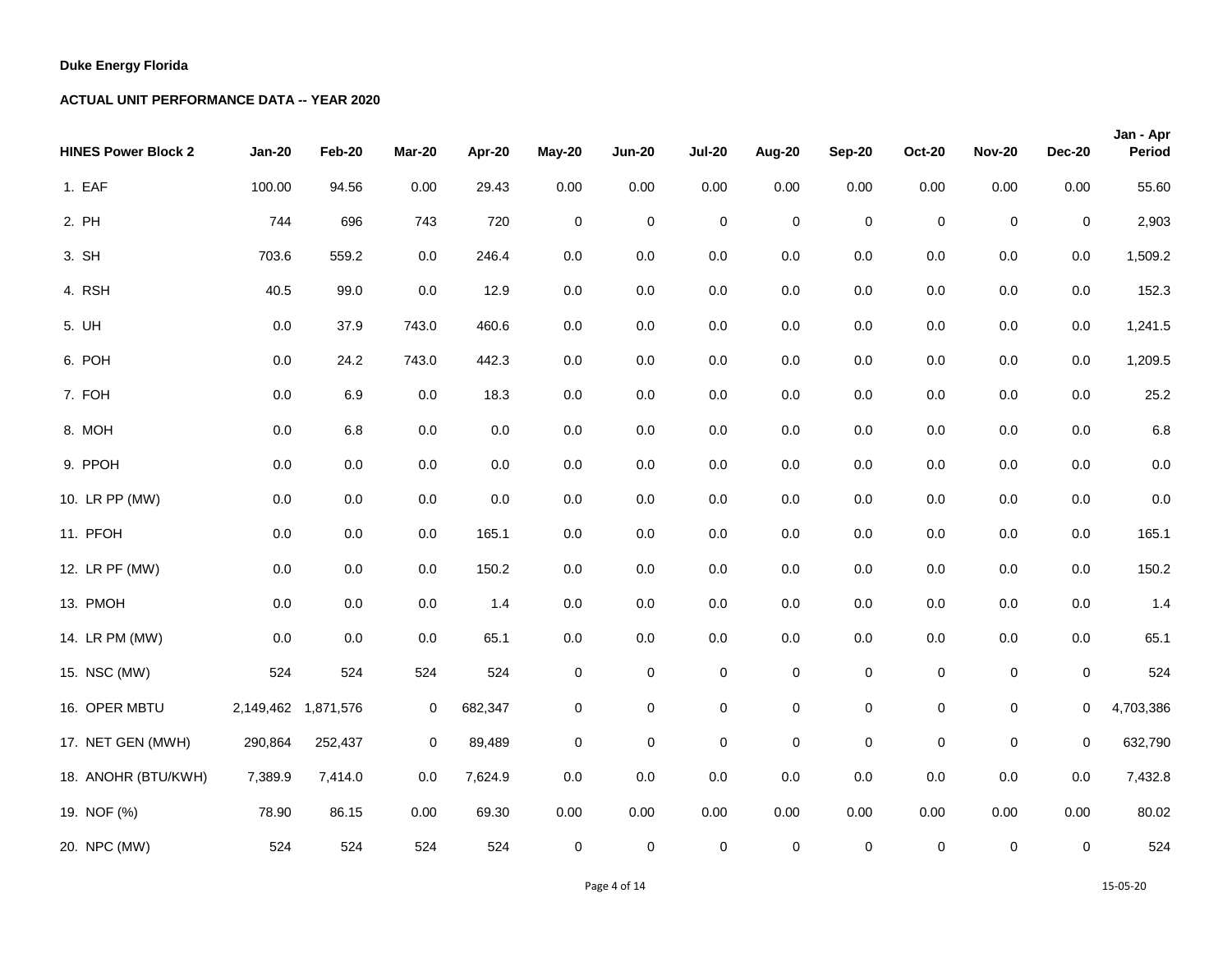**Duke Energy Florida**

**ACTUAL UNIT PERFORMANCE DATA -- YEAR 2020**

| HINES Power Block 2 | Jan-20 | Feb-20 | Mar-20 | Apr-20 | May-20 | Jun-20 | Jul-20 | Aug-20 | Sep-20 | Oct-20 | Nov-20 | Dec-20 | Jan - Apr Period |
|---|---|---|---|---|---|---|---|---|---|---|---|---|---|
| 1. EAF | 100.00 | 94.56 | 0.00 | 29.43 | 0.00 | 0.00 | 0.00 | 0.00 | 0.00 | 0.00 | 0.00 | 0.00 | 55.60 |
| 2. PH | 744 | 696 | 743 | 720 | 0 | 0 | 0 | 0 | 0 | 0 | 0 | 0 | 2,903 |
| 3. SH | 703.6 | 559.2 | 0.0 | 246.4 | 0.0 | 0.0 | 0.0 | 0.0 | 0.0 | 0.0 | 0.0 | 0.0 | 1,509.2 |
| 4. RSH | 40.5 | 99.0 | 0.0 | 12.9 | 0.0 | 0.0 | 0.0 | 0.0 | 0.0 | 0.0 | 0.0 | 0.0 | 152.3 |
| 5. UH | 0.0 | 37.9 | 743.0 | 460.6 | 0.0 | 0.0 | 0.0 | 0.0 | 0.0 | 0.0 | 0.0 | 0.0 | 1,241.5 |
| 6. POH | 0.0 | 24.2 | 743.0 | 442.3 | 0.0 | 0.0 | 0.0 | 0.0 | 0.0 | 0.0 | 0.0 | 0.0 | 1,209.5 |
| 7. FOH | 0.0 | 6.9 | 0.0 | 18.3 | 0.0 | 0.0 | 0.0 | 0.0 | 0.0 | 0.0 | 0.0 | 0.0 | 25.2 |
| 8. MOH | 0.0 | 6.8 | 0.0 | 0.0 | 0.0 | 0.0 | 0.0 | 0.0 | 0.0 | 0.0 | 0.0 | 0.0 | 6.8 |
| 9. PPOH | 0.0 | 0.0 | 0.0 | 0.0 | 0.0 | 0.0 | 0.0 | 0.0 | 0.0 | 0.0 | 0.0 | 0.0 | 0.0 |
| 10. LR PP (MW) | 0.0 | 0.0 | 0.0 | 0.0 | 0.0 | 0.0 | 0.0 | 0.0 | 0.0 | 0.0 | 0.0 | 0.0 | 0.0 |
| 11. PFOH | 0.0 | 0.0 | 0.0 | 165.1 | 0.0 | 0.0 | 0.0 | 0.0 | 0.0 | 0.0 | 0.0 | 0.0 | 165.1 |
| 12. LR PF (MW) | 0.0 | 0.0 | 0.0 | 150.2 | 0.0 | 0.0 | 0.0 | 0.0 | 0.0 | 0.0 | 0.0 | 0.0 | 150.2 |
| 13. PMOH | 0.0 | 0.0 | 0.0 | 1.4 | 0.0 | 0.0 | 0.0 | 0.0 | 0.0 | 0.0 | 0.0 | 0.0 | 1.4 |
| 14. LR PM (MW) | 0.0 | 0.0 | 0.0 | 65.1 | 0.0 | 0.0 | 0.0 | 0.0 | 0.0 | 0.0 | 0.0 | 0.0 | 65.1 |
| 15. NSC (MW) | 524 | 524 | 524 | 524 | 0 | 0 | 0 | 0 | 0 | 0 | 0 | 0 | 524 |
| 16. OPER MBTU | 2,149,462 | 1,871,576 | 0 | 682,347 | 0 | 0 | 0 | 0 | 0 | 0 | 0 | 0 | 4,703,386 |
| 17. NET GEN (MWH) | 290,864 | 252,437 | 0 | 89,489 | 0 | 0 | 0 | 0 | 0 | 0 | 0 | 0 | 632,790 |
| 18. ANOHR (BTU/KWH) | 7,389.9 | 7,414.0 | 0.0 | 7,624.9 | 0.0 | 0.0 | 0.0 | 0.0 | 0.0 | 0.0 | 0.0 | 0.0 | 7,432.8 |
| 19. NOF (%) | 78.90 | 86.15 | 0.00 | 69.30 | 0.00 | 0.00 | 0.00 | 0.00 | 0.00 | 0.00 | 0.00 | 0.00 | 80.02 |
| 20. NPC (MW) | 524 | 524 | 524 | 524 | 0 | 0 | 0 | 0 | 0 | 0 | 0 | 0 | 524 |

15-05-20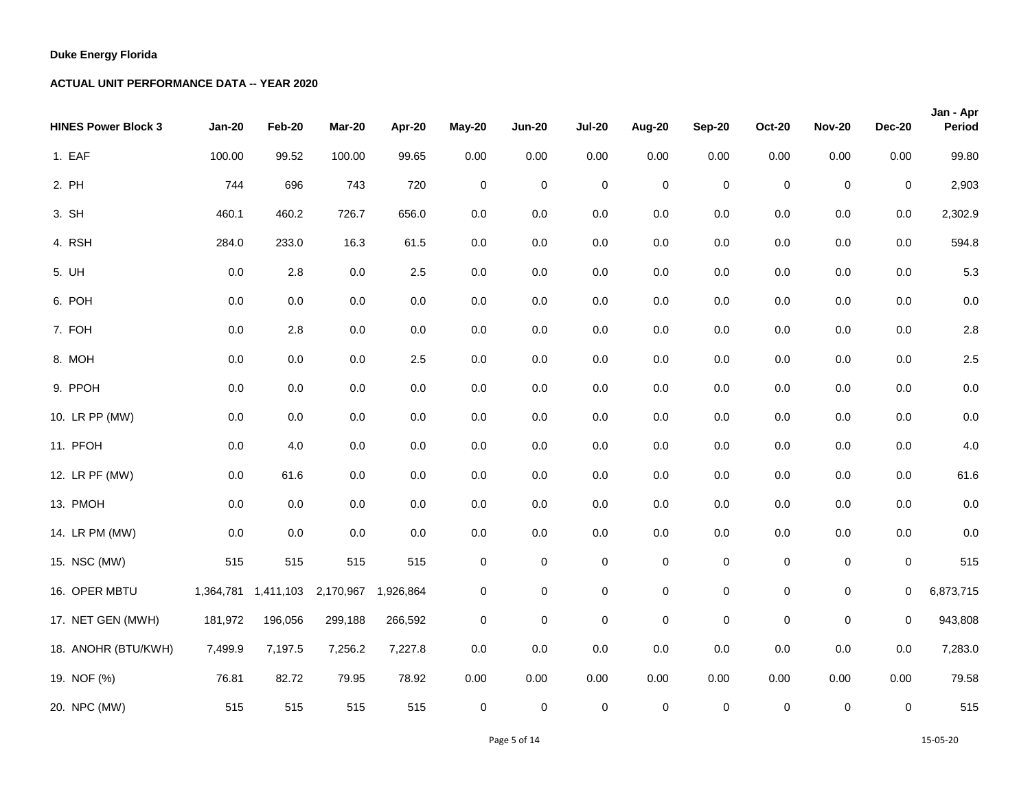**Duke Energy Florida**

**ACTUAL UNIT PERFORMANCE DATA -- YEAR 2020**

| HINES Power Block 3 | Jan-20 | Feb-20 | Mar-20 | Apr-20 | May-20 | Jun-20 | Jul-20 | Aug-20 | Sep-20 | Oct-20 | Nov-20 | Dec-20 | Jan - Apr Period |
|---|---|---|---|---|---|---|---|---|---|---|---|---|---|
| 1. EAF | 100.00 | 99.52 | 100.00 | 99.65 | 0.00 | 0.00 | 0.00 | 0.00 | 0.00 | 0.00 | 0.00 | 0.00 | 99.80 |
| 2. PH | 744 | 696 | 743 | 720 | 0 | 0 | 0 | 0 | 0 | 0 | 0 | 0 | 2,903 |
| 3. SH | 460.1 | 460.2 | 726.7 | 656.0 | 0.0 | 0.0 | 0.0 | 0.0 | 0.0 | 0.0 | 0.0 | 0.0 | 2,302.9 |
| 4. RSH | 284.0 | 233.0 | 16.3 | 61.5 | 0.0 | 0.0 | 0.0 | 0.0 | 0.0 | 0.0 | 0.0 | 0.0 | 594.8 |
| 5. UH | 0.0 | 2.8 | 0.0 | 2.5 | 0.0 | 0.0 | 0.0 | 0.0 | 0.0 | 0.0 | 0.0 | 0.0 | 5.3 |
| 6. POH | 0.0 | 0.0 | 0.0 | 0.0 | 0.0 | 0.0 | 0.0 | 0.0 | 0.0 | 0.0 | 0.0 | 0.0 | 0.0 |
| 7. FOH | 0.0 | 2.8 | 0.0 | 0.0 | 0.0 | 0.0 | 0.0 | 0.0 | 0.0 | 0.0 | 0.0 | 0.0 | 2.8 |
| 8. MOH | 0.0 | 0.0 | 0.0 | 2.5 | 0.0 | 0.0 | 0.0 | 0.0 | 0.0 | 0.0 | 0.0 | 0.0 | 2.5 |
| 9. PPOH | 0.0 | 0.0 | 0.0 | 0.0 | 0.0 | 0.0 | 0.0 | 0.0 | 0.0 | 0.0 | 0.0 | 0.0 | 0.0 |
| 10. LR PP (MW) | 0.0 | 0.0 | 0.0 | 0.0 | 0.0 | 0.0 | 0.0 | 0.0 | 0.0 | 0.0 | 0.0 | 0.0 | 0.0 |
| 11. PFOH | 0.0 | 4.0 | 0.0 | 0.0 | 0.0 | 0.0 | 0.0 | 0.0 | 0.0 | 0.0 | 0.0 | 0.0 | 4.0 |
| 12. LR PF (MW) | 0.0 | 61.6 | 0.0 | 0.0 | 0.0 | 0.0 | 0.0 | 0.0 | 0.0 | 0.0 | 0.0 | 0.0 | 61.6 |
| 13. PMOH | 0.0 | 0.0 | 0.0 | 0.0 | 0.0 | 0.0 | 0.0 | 0.0 | 0.0 | 0.0 | 0.0 | 0.0 | 0.0 |
| 14. LR PM (MW) | 0.0 | 0.0 | 0.0 | 0.0 | 0.0 | 0.0 | 0.0 | 0.0 | 0.0 | 0.0 | 0.0 | 0.0 | 0.0 |
| 15. NSC (MW) | 515 | 515 | 515 | 515 | 0 | 0 | 0 | 0 | 0 | 0 | 0 | 0 | 515 |
| 16. OPER MBTU | 1,364,781 | 1,411,103 | 2,170,967 | 1,926,864 | 0 | 0 | 0 | 0 | 0 | 0 | 0 | 0 | 6,873,715 |
| 17. NET GEN (MWH) | 181,972 | 196,056 | 299,188 | 266,592 | 0 | 0 | 0 | 0 | 0 | 0 | 0 | 0 | 943,808 |
| 18. ANOHR (BTU/KWH) | 7,499.9 | 7,197.5 | 7,256.2 | 7,227.8 | 0.0 | 0.0 | 0.0 | 0.0 | 0.0 | 0.0 | 0.0 | 0.0 | 7,283.0 |
| 19. NOF (%) | 76.81 | 82.72 | 79.95 | 78.92 | 0.00 | 0.00 | 0.00 | 0.00 | 0.00 | 0.00 | 0.00 | 0.00 | 79.58 |
| 20. NPC (MW) | 515 | 515 | 515 | 515 | 0 | 0 | 0 | 0 | 0 | 0 | 0 | 0 | 515 |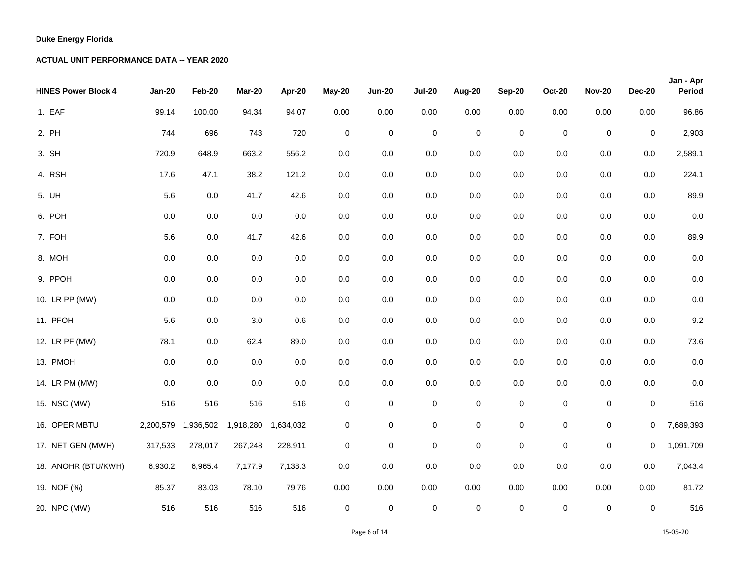**Duke Energy Florida**

**ACTUAL UNIT PERFORMANCE DATA -- YEAR 2020**

| HINES Power Block 4 | Jan-20 | Feb-20 | Mar-20 | Apr-20 | May-20 | Jun-20 | Jul-20 | Aug-20 | Sep-20 | Oct-20 | Nov-20 | Dec-20 | Jan - Apr Period |
|---|---|---|---|---|---|---|---|---|---|---|---|---|---|
| 1. EAF | 99.14 | 100.00 | 94.34 | 94.07 | 0.00 | 0.00 | 0.00 | 0.00 | 0.00 | 0.00 | 0.00 | 0.00 | 96.86 |
| 2. PH | 744 | 696 | 743 | 720 | 0 | 0 | 0 | 0 | 0 | 0 | 0 | 0 | 2,903 |
| 3. SH | 720.9 | 648.9 | 663.2 | 556.2 | 0.0 | 0.0 | 0.0 | 0.0 | 0.0 | 0.0 | 0.0 | 0.0 | 2,589.1 |
| 4. RSH | 17.6 | 47.1 | 38.2 | 121.2 | 0.0 | 0.0 | 0.0 | 0.0 | 0.0 | 0.0 | 0.0 | 0.0 | 224.1 |
| 5. UH | 5.6 | 0.0 | 41.7 | 42.6 | 0.0 | 0.0 | 0.0 | 0.0 | 0.0 | 0.0 | 0.0 | 0.0 | 89.9 |
| 6. POH | 0.0 | 0.0 | 0.0 | 0.0 | 0.0 | 0.0 | 0.0 | 0.0 | 0.0 | 0.0 | 0.0 | 0.0 | 0.0 |
| 7. FOH | 5.6 | 0.0 | 41.7 | 42.6 | 0.0 | 0.0 | 0.0 | 0.0 | 0.0 | 0.0 | 0.0 | 0.0 | 89.9 |
| 8. MOH | 0.0 | 0.0 | 0.0 | 0.0 | 0.0 | 0.0 | 0.0 | 0.0 | 0.0 | 0.0 | 0.0 | 0.0 | 0.0 |
| 9. PPOH | 0.0 | 0.0 | 0.0 | 0.0 | 0.0 | 0.0 | 0.0 | 0.0 | 0.0 | 0.0 | 0.0 | 0.0 | 0.0 |
| 10. LR PP (MW) | 0.0 | 0.0 | 0.0 | 0.0 | 0.0 | 0.0 | 0.0 | 0.0 | 0.0 | 0.0 | 0.0 | 0.0 | 0.0 |
| 11. PFOH | 5.6 | 0.0 | 3.0 | 0.6 | 0.0 | 0.0 | 0.0 | 0.0 | 0.0 | 0.0 | 0.0 | 0.0 | 9.2 |
| 12. LR PF (MW) | 78.1 | 0.0 | 62.4 | 89.0 | 0.0 | 0.0 | 0.0 | 0.0 | 0.0 | 0.0 | 0.0 | 0.0 | 73.6 |
| 13. PMOH | 0.0 | 0.0 | 0.0 | 0.0 | 0.0 | 0.0 | 0.0 | 0.0 | 0.0 | 0.0 | 0.0 | 0.0 | 0.0 |
| 14. LR PM (MW) | 0.0 | 0.0 | 0.0 | 0.0 | 0.0 | 0.0 | 0.0 | 0.0 | 0.0 | 0.0 | 0.0 | 0.0 | 0.0 |
| 15. NSC (MW) | 516 | 516 | 516 | 516 | 0 | 0 | 0 | 0 | 0 | 0 | 0 | 0 | 516 |
| 16. OPER MBTU | 2,200,579 | 1,936,502 | 1,918,280 | 1,634,032 | 0 | 0 | 0 | 0 | 0 | 0 | 0 | 0 | 7,689,393 |
| 17. NET GEN (MWH) | 317,533 | 278,017 | 267,248 | 228,911 | 0 | 0 | 0 | 0 | 0 | 0 | 0 | 0 | 1,091,709 |
| 18. ANOHR (BTU/KWH) | 6,930.2 | 6,965.4 | 7,177.9 | 7,138.3 | 0.0 | 0.0 | 0.0 | 0.0 | 0.0 | 0.0 | 0.0 | 0.0 | 7,043.4 |
| 19. NOF (%) | 85.37 | 83.03 | 78.10 | 79.76 | 0.00 | 0.00 | 0.00 | 0.00 | 0.00 | 0.00 | 0.00 | 0.00 | 81.72 |
| 20. NPC (MW) | 516 | 516 | 516 | 516 | 0 | 0 | 0 | 0 | 0 | 0 | 0 | 0 | 516 |

15-05-20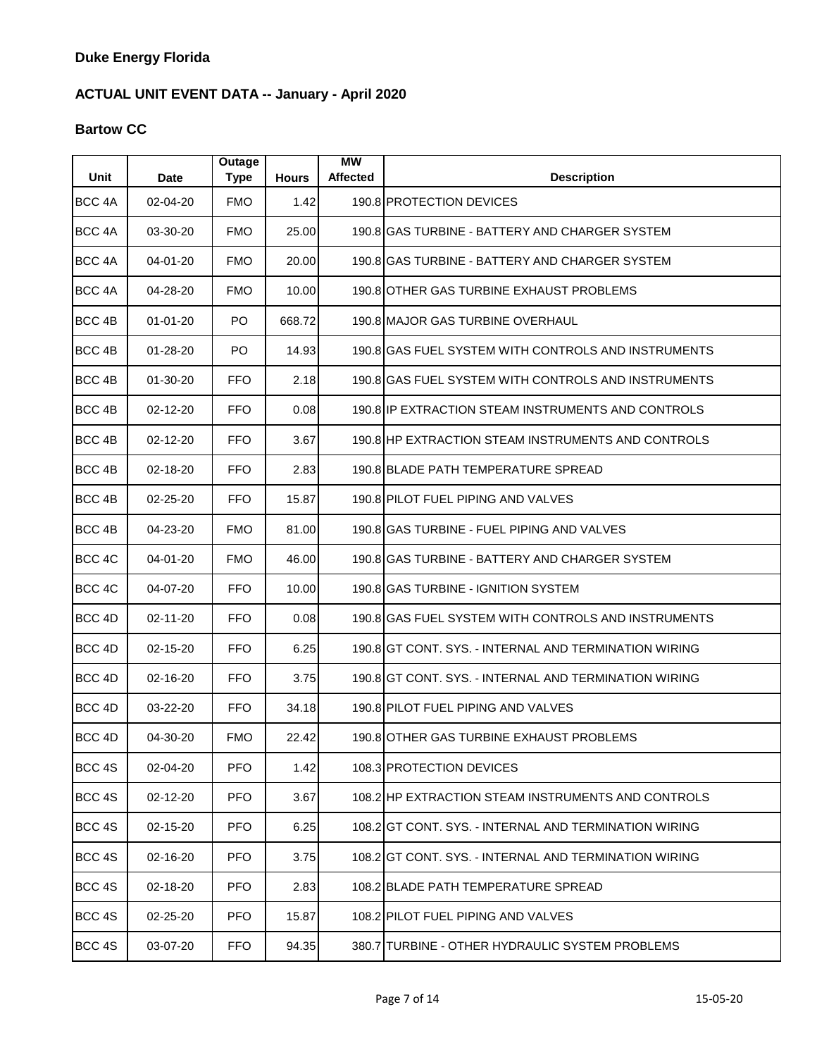**Duke Energy Florida**

**ACTUAL UNIT EVENT DATA -- January - April 2020**

**Bartow CC**

| Unit | Date | Outage Type | Hours | MW Affected | Description |
|---|---|---|---|---|---|
| BCC 4A | 02-04-20 | FMO | 1.42 | 190.8 | PROTECTION DEVICES |
| BCC 4A | 03-30-20 | FMO | 25.00 | 190.8 | GAS TURBINE - BATTERY AND CHARGER SYSTEM |
| BCC 4A | 04-01-20 | FMO | 20.00 | 190.8 | GAS TURBINE - BATTERY AND CHARGER SYSTEM |
| BCC 4A | 04-28-20 | FMO | 10.00 | 190.8 | OTHER GAS TURBINE EXHAUST PROBLEMS |
| BCC 4B | 01-01-20 | PO | 668.72 | 190.8 | MAJOR GAS TURBINE OVERHAUL |
| BCC 4B | 01-28-20 | PO | 14.93 | 190.8 | GAS FUEL SYSTEM WITH CONTROLS AND INSTRUMENTS |
| BCC 4B | 01-30-20 | FFO | 2.18 | 190.8 | GAS FUEL SYSTEM WITH CONTROLS AND INSTRUMENTS |
| BCC 4B | 02-12-20 | FFO | 0.08 | 190.8 | IP EXTRACTION STEAM INSTRUMENTS AND CONTROLS |
| BCC 4B | 02-12-20 | FFO | 3.67 | 190.8 | HP EXTRACTION STEAM INSTRUMENTS AND CONTROLS |
| BCC 4B | 02-18-20 | FFO | 2.83 | 190.8 | BLADE PATH TEMPERATURE SPREAD |
| BCC 4B | 02-25-20 | FFO | 15.87 | 190.8 | PILOT FUEL PIPING AND VALVES |
| BCC 4B | 04-23-20 | FMO | 81.00 | 190.8 | GAS TURBINE - FUEL PIPING AND VALVES |
| BCC 4C | 04-01-20 | FMO | 46.00 | 190.8 | GAS TURBINE - BATTERY AND CHARGER SYSTEM |
| BCC 4C | 04-07-20 | FFO | 10.00 | 190.8 | GAS TURBINE - IGNITION SYSTEM |
| BCC 4D | 02-11-20 | FFO | 0.08 | 190.8 | GAS FUEL SYSTEM WITH CONTROLS AND INSTRUMENTS |
| BCC 4D | 02-15-20 | FFO | 6.25 | 190.8 | GT CONT. SYS. - INTERNAL AND TERMINATION WIRING |
| BCC 4D | 02-16-20 | FFO | 3.75 | 190.8 | GT CONT. SYS. - INTERNAL AND TERMINATION WIRING |
| BCC 4D | 03-22-20 | FFO | 34.18 | 190.8 | PILOT FUEL PIPING AND VALVES |
| BCC 4D | 04-30-20 | FMO | 22.42 | 190.8 | OTHER GAS TURBINE EXHAUST PROBLEMS |
| BCC 4S | 02-04-20 | PFO | 1.42 | 108.3 | PROTECTION DEVICES |
| BCC 4S | 02-12-20 | PFO | 3.67 | 108.2 | HP EXTRACTION STEAM INSTRUMENTS AND CONTROLS |
| BCC 4S | 02-15-20 | PFO | 6.25 | 108.2 | GT CONT. SYS. - INTERNAL AND TERMINATION WIRING |
| BCC 4S | 02-16-20 | PFO | 3.75 | 108.2 | GT CONT. SYS. - INTERNAL AND TERMINATION WIRING |
| BCC 4S | 02-18-20 | PFO | 2.83 | 108.2 | BLADE PATH TEMPERATURE SPREAD |
| BCC 4S | 02-25-20 | PFO | 15.87 | 108.2 | PILOT FUEL PIPING AND VALVES |
| BCC 4S | 03-07-20 | FFO | 94.35 | 380.7 | TURBINE - OTHER HYDRAULIC SYSTEM PROBLEMS |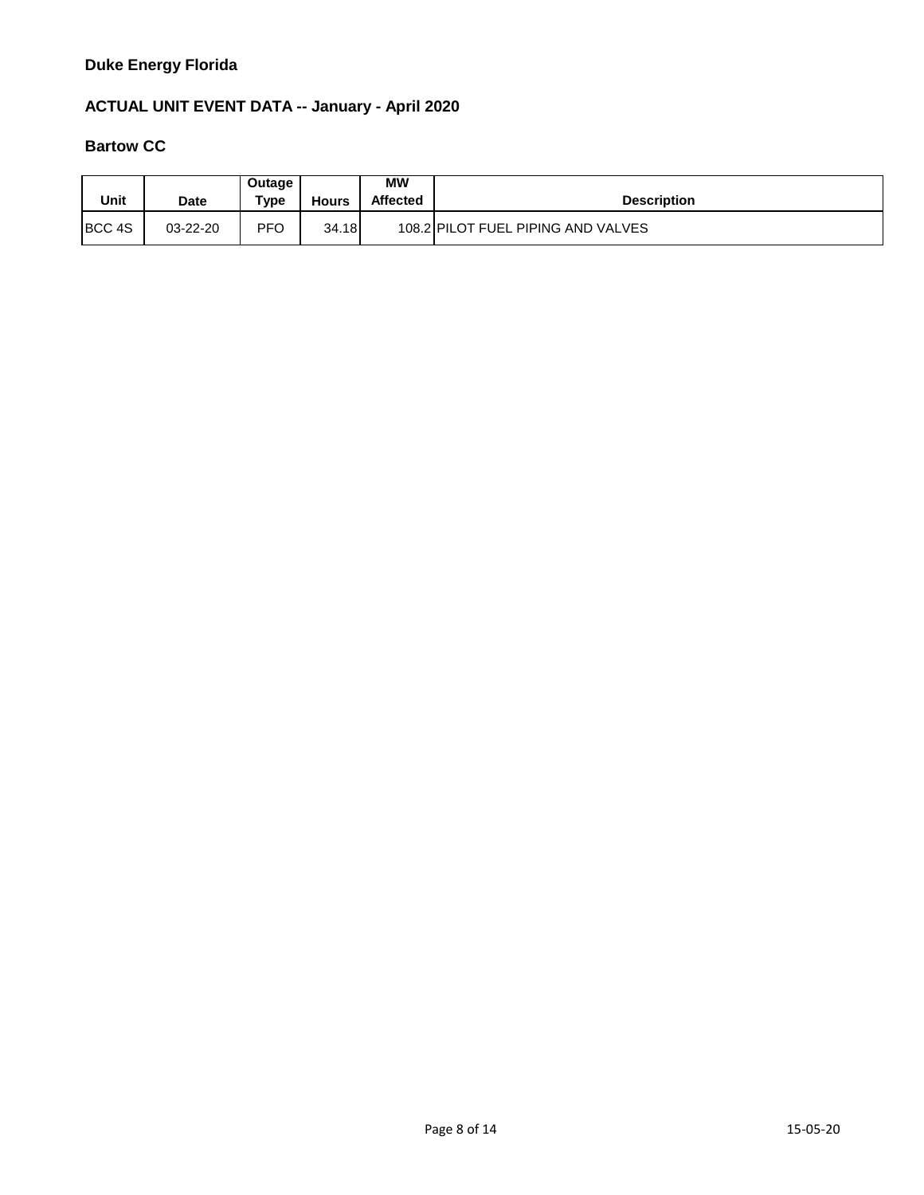**Duke Energy Florida**

**ACTUAL UNIT EVENT DATA -- January - April 2020**

**Bartow CC**

| Unit | Date | Outage Type | Hours | MW Affected | Description |
|---|---|---|---|---|---|
| BCC 4S | 03-22-20 | PFO | 34.18 | 108.2 | PILOT FUEL PIPING AND VALVES |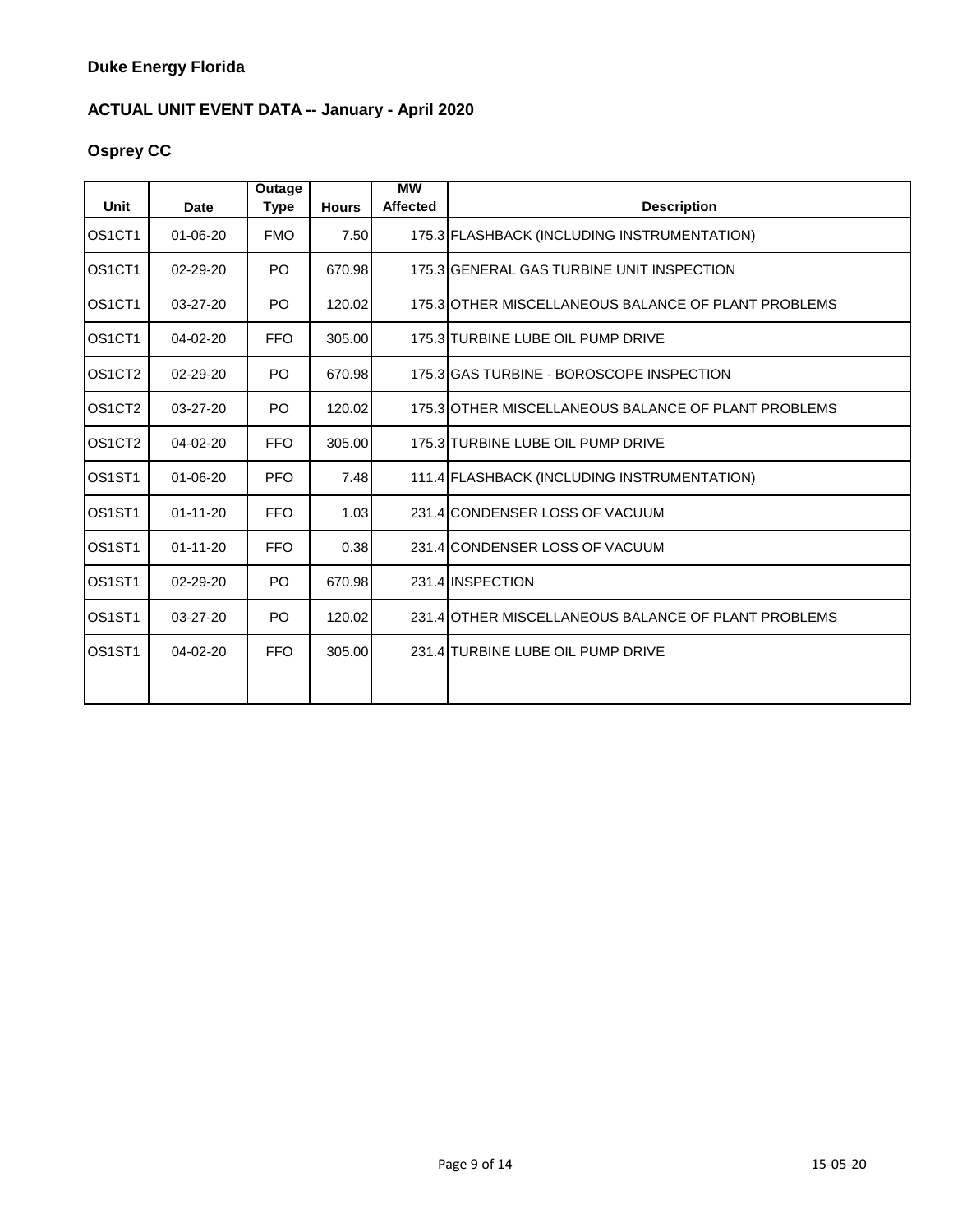**Duke Energy Florida**

**ACTUAL UNIT EVENT DATA -- January - April 2020**

**Osprey CC**

| Unit | Date | Outage Type | Hours | MW Affected | Description |
|---|---|---|---|---|---|
| OS1CT1 | 01-06-20 | FMO | 7.50 | 175.3 | FLASHBACK (INCLUDING INSTRUMENTATION) |
| OS1CT1 | 02-29-20 | PO | 670.98 | 175.3 | GENERAL GAS TURBINE UNIT INSPECTION |
| OS1CT1 | 03-27-20 | PO | 120.02 | 175.3 | OTHER MISCELLANEOUS BALANCE OF PLANT PROBLEMS |
| OS1CT1 | 04-02-20 | FFO | 305.00 | 175.3 | TURBINE LUBE OIL PUMP DRIVE |
| OS1CT2 | 02-29-20 | PO | 670.98 | 175.3 | GAS TURBINE - BOROSCOPE INSPECTION |
| OS1CT2 | 03-27-20 | PO | 120.02 | 175.3 | OTHER MISCELLANEOUS BALANCE OF PLANT PROBLEMS |
| OS1CT2 | 04-02-20 | FFO | 305.00 | 175.3 | TURBINE LUBE OIL PUMP DRIVE |
| OS1ST1 | 01-06-20 | PFO | 7.48 | 111.4 | FLASHBACK (INCLUDING INSTRUMENTATION) |
| OS1ST1 | 01-11-20 | FFO | 1.03 | 231.4 | CONDENSER LOSS OF VACUUM |
| OS1ST1 | 01-11-20 | FFO | 0.38 | 231.4 | CONDENSER LOSS OF VACUUM |
| OS1ST1 | 02-29-20 | PO | 670.98 | 231.4 | INSPECTION |
| OS1ST1 | 03-27-20 | PO | 120.02 | 231.4 | OTHER MISCELLANEOUS BALANCE OF PLANT PROBLEMS |
| OS1ST1 | 04-02-20 | FFO | 305.00 | 231.4 | TURBINE LUBE OIL PUMP DRIVE |
| | | | | | |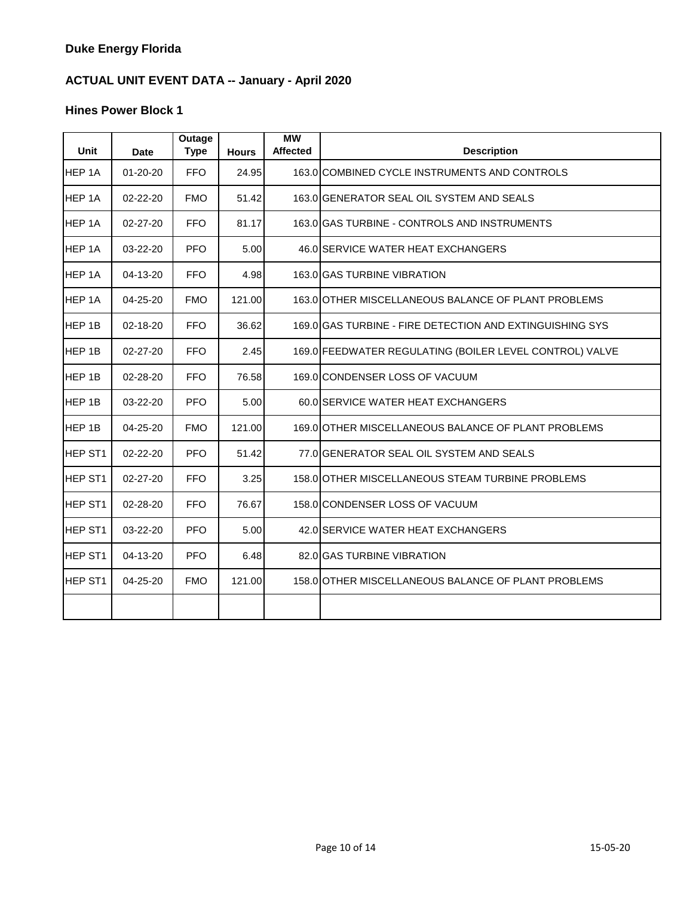**Duke Energy Florida**

**ACTUAL UNIT EVENT DATA -- January - April 2020**

**Hines Power Block 1**

| Unit | Date | Outage Type | Hours | MW Affected | Description |
|---|---|---|---|---|---|
| HEP 1A | 01-20-20 | FFO | 24.95 | 163.0 | COMBINED CYCLE INSTRUMENTS AND CONTROLS |
| HEP 1A | 02-22-20 | FMO | 51.42 | 163.0 | GENERATOR SEAL OIL SYSTEM AND SEALS |
| HEP 1A | 02-27-20 | FFO | 81.17 | 163.0 | GAS TURBINE - CONTROLS AND INSTRUMENTS |
| HEP 1A | 03-22-20 | PFO | 5.00 | 46.0 | SERVICE WATER HEAT EXCHANGERS |
| HEP 1A | 04-13-20 | FFO | 4.98 | 163.0 | GAS TURBINE VIBRATION |
| HEP 1A | 04-25-20 | FMO | 121.00 | 163.0 | OTHER MISCELLANEOUS BALANCE OF PLANT PROBLEMS |
| HEP 1B | 02-18-20 | FFO | 36.62 | 169.0 | GAS TURBINE - FIRE DETECTION AND EXTINGUISHING SYS |
| HEP 1B | 02-27-20 | FFO | 2.45 | 169.0 | FEEDWATER REGULATING (BOILER LEVEL CONTROL) VALVE |
| HEP 1B | 02-28-20 | FFO | 76.58 | 169.0 | CONDENSER LOSS OF VACUUM |
| HEP 1B | 03-22-20 | PFO | 5.00 | 60.0 | SERVICE WATER HEAT EXCHANGERS |
| HEP 1B | 04-25-20 | FMO | 121.00 | 169.0 | OTHER MISCELLANEOUS BALANCE OF PLANT PROBLEMS |
| HEP ST1 | 02-22-20 | PFO | 51.42 | 77.0 | GENERATOR SEAL OIL SYSTEM AND SEALS |
| HEP ST1 | 02-27-20 | FFO | 3.25 | 158.0 | OTHER MISCELLANEOUS STEAM TURBINE PROBLEMS |
| HEP ST1 | 02-28-20 | FFO | 76.67 | 158.0 | CONDENSER LOSS OF VACUUM |
| HEP ST1 | 03-22-20 | PFO | 5.00 | 42.0 | SERVICE WATER HEAT EXCHANGERS |
| HEP ST1 | 04-13-20 | PFO | 6.48 | 82.0 | GAS TURBINE VIBRATION |
| HEP ST1 | 04-25-20 | FMO | 121.00 | 158.0 | OTHER MISCELLANEOUS BALANCE OF PLANT PROBLEMS |
| | | | | | |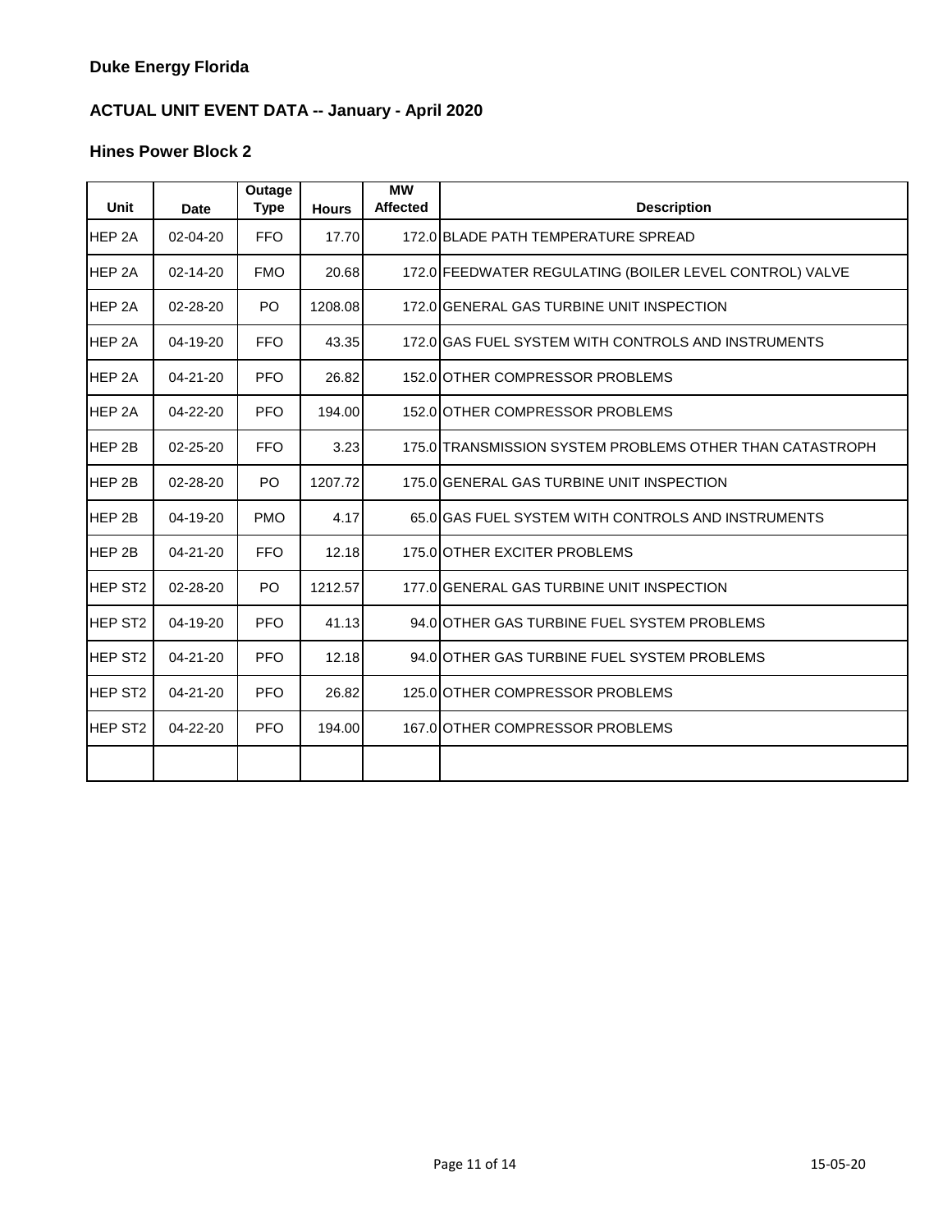**Duke Energy Florida**

**ACTUAL UNIT EVENT DATA -- January - April 2020**

**Hines Power Block 2**

| Unit | Date | Outage Type | Hours | MW Affected | Description |
|---|---|---|---|---|---|
| HEP 2A | 02-04-20 | FFO | 17.70 | 172.0 | BLADE PATH TEMPERATURE SPREAD |
| HEP 2A | 02-14-20 | FMO | 20.68 | 172.0 | FEEDWATER REGULATING (BOILER LEVEL CONTROL) VALVE |
| HEP 2A | 02-28-20 | PO | 1208.08 | 172.0 | GENERAL GAS TURBINE UNIT INSPECTION |
| HEP 2A | 04-19-20 | FFO | 43.35 | 172.0 | GAS FUEL SYSTEM WITH CONTROLS AND INSTRUMENTS |
| HEP 2A | 04-21-20 | PFO | 26.82 | 152.0 | OTHER COMPRESSOR PROBLEMS |
| HEP 2A | 04-22-20 | PFO | 194.00 | 152.0 | OTHER COMPRESSOR PROBLEMS |
| HEP 2B | 02-25-20 | FFO | 3.23 | 175.0 | TRANSMISSION SYSTEM PROBLEMS OTHER THAN CATASTROPH |
| HEP 2B | 02-28-20 | PO | 1207.72 | 175.0 | GENERAL GAS TURBINE UNIT INSPECTION |
| HEP 2B | 04-19-20 | PMO | 4.17 | 65.0 | GAS FUEL SYSTEM WITH CONTROLS AND INSTRUMENTS |
| HEP 2B | 04-21-20 | FFO | 12.18 | 175.0 | OTHER EXCITER PROBLEMS |
| HEP ST2 | 02-28-20 | PO | 1212.57 | 177.0 | GENERAL GAS TURBINE UNIT INSPECTION |
| HEP ST2 | 04-19-20 | PFO | 41.13 | 94.0 | OTHER GAS TURBINE FUEL SYSTEM PROBLEMS |
| HEP ST2 | 04-21-20 | PFO | 12.18 | 94.0 | OTHER GAS TURBINE FUEL SYSTEM PROBLEMS |
| HEP ST2 | 04-21-20 | PFO | 26.82 | 125.0 | OTHER COMPRESSOR PROBLEMS |
| HEP ST2 | 04-22-20 | PFO | 194.00 | 167.0 | OTHER COMPRESSOR PROBLEMS |
| | | | | | |

15-05-20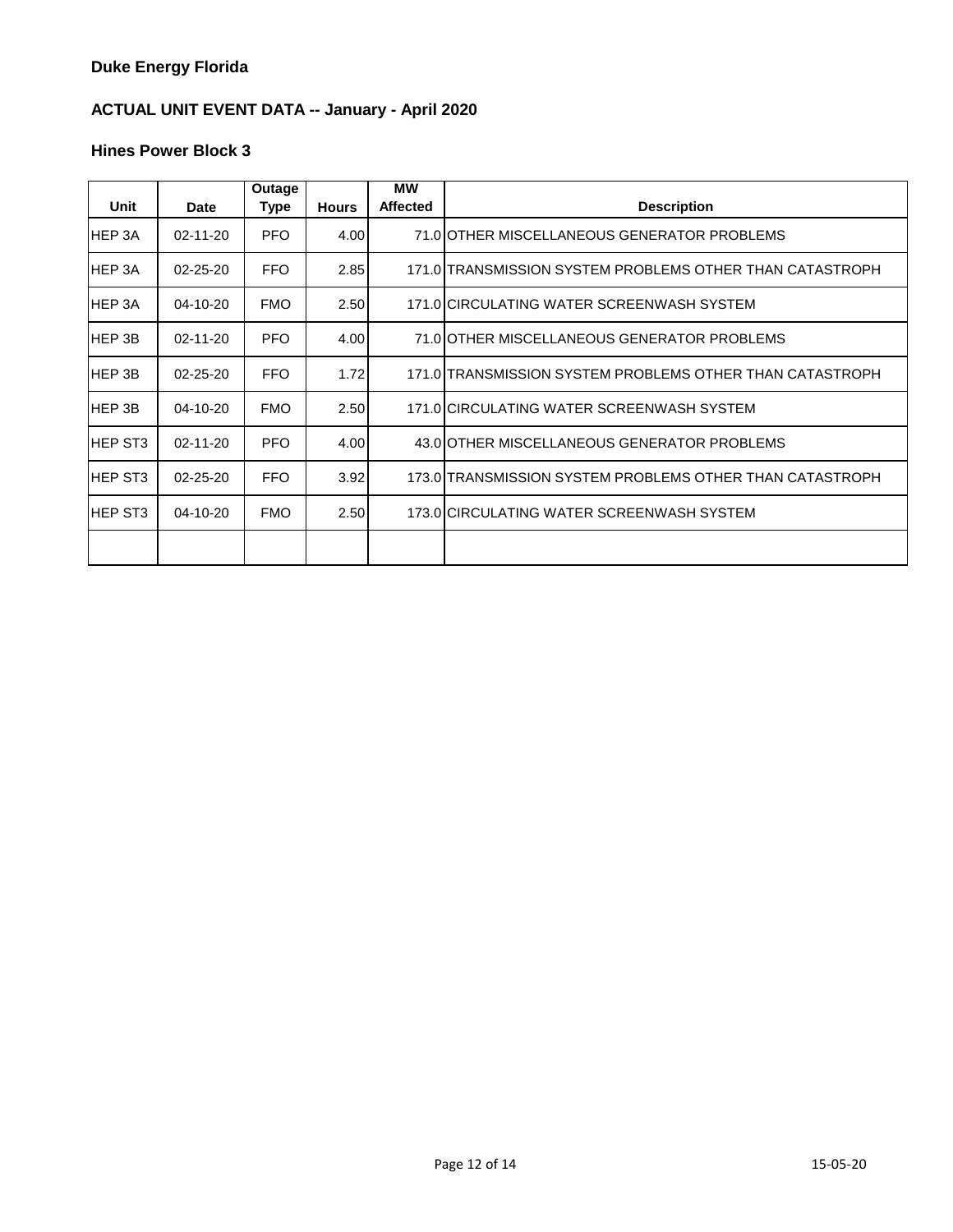**Duke Energy Florida**

**ACTUAL UNIT EVENT DATA -- January - April 2020**

**Hines Power Block 3**

| Unit | Date | Outage Type | Hours | MW Affected | Description |
|---|---|---|---|---|---|
| HEP 3A | 02-11-20 | PFO | 4.00 | 71.0 | OTHER MISCELLANEOUS GENERATOR PROBLEMS |
| HEP 3A | 02-25-20 | FFO | 2.85 | 171.0 | TRANSMISSION SYSTEM PROBLEMS OTHER THAN CATASTROPH |
| HEP 3A | 04-10-20 | FMO | 2.50 | 171.0 | CIRCULATING WATER SCREENWASH SYSTEM |
| HEP 3B | 02-11-20 | PFO | 4.00 | 71.0 | OTHER MISCELLANEOUS GENERATOR PROBLEMS |
| HEP 3B | 02-25-20 | FFO | 1.72 | 171.0 | TRANSMISSION SYSTEM PROBLEMS OTHER THAN CATASTROPH |
| HEP 3B | 04-10-20 | FMO | 2.50 | 171.0 | CIRCULATING WATER SCREENWASH SYSTEM |
| HEP ST3 | 02-11-20 | PFO | 4.00 | 43.0 | OTHER MISCELLANEOUS GENERATOR PROBLEMS |
| HEP ST3 | 02-25-20 | FFO | 3.92 | 173.0 | TRANSMISSION SYSTEM PROBLEMS OTHER THAN CATASTROPH |
| HEP ST3 | 04-10-20 | FMO | 2.50 | 173.0 | CIRCULATING WATER SCREENWASH SYSTEM |
| | | | | | |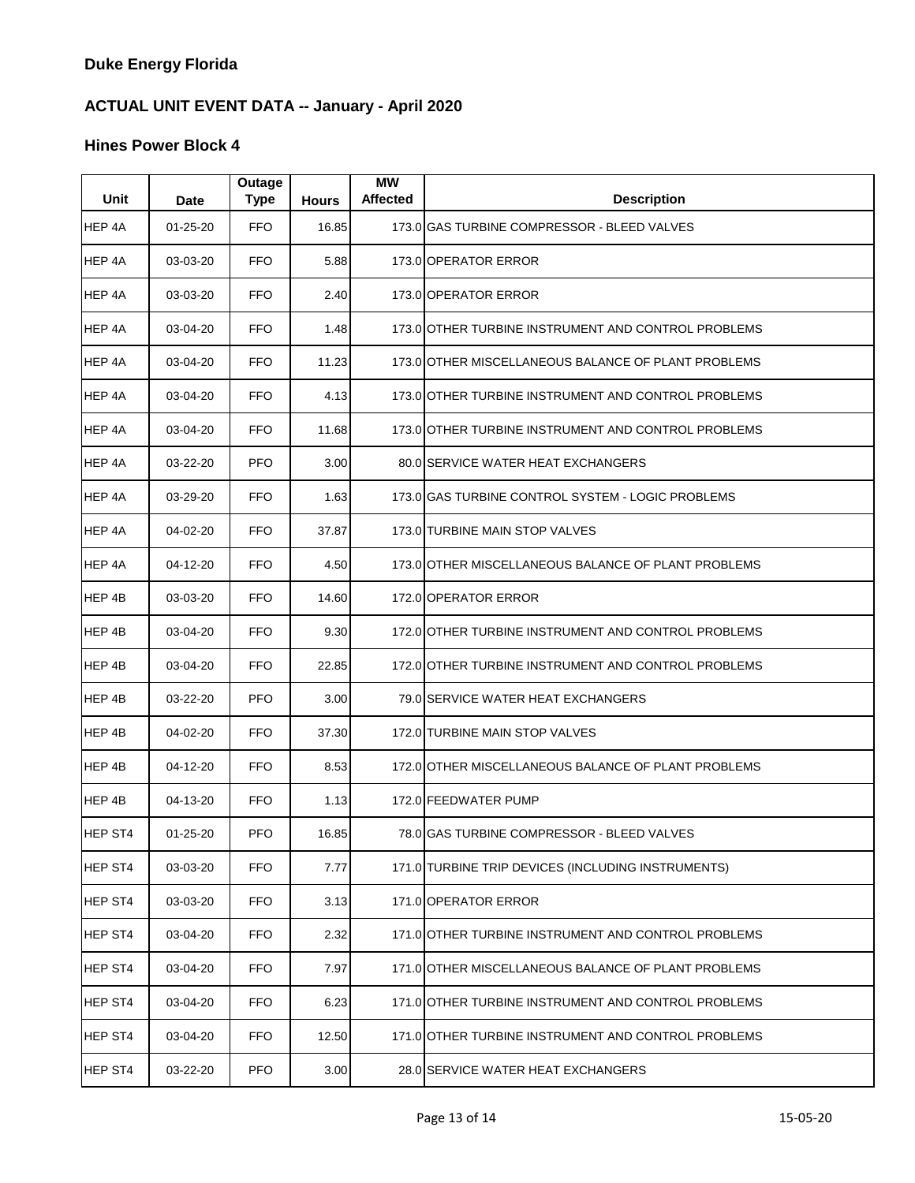## Duke Energy Florida

## ACTUAL UNIT EVENT DATA -- January - April 2020

### Hines Power Block 4

| Unit | Date | Outage Type | Hours | MW Affected | Description |
|---|---|---|---|---|---|
| HEP 4A | 01-25-20 | FFO | 16.85 | 173.0 | GAS TURBINE COMPRESSOR - BLEED VALVES |
| HEP 4A | 03-03-20 | FFO | 5.88 | 173.0 | OPERATOR ERROR |
| HEP 4A | 03-03-20 | FFO | 2.40 | 173.0 | OPERATOR ERROR |
| HEP 4A | 03-04-20 | FFO | 1.48 | 173.0 | OTHER TURBINE INSTRUMENT AND CONTROL PROBLEMS |
| HEP 4A | 03-04-20 | FFO | 11.23 | 173.0 | OTHER MISCELLANEOUS BALANCE OF PLANT PROBLEMS |
| HEP 4A | 03-04-20 | FFO | 4.13 | 173.0 | OTHER TURBINE INSTRUMENT AND CONTROL PROBLEMS |
| HEP 4A | 03-04-20 | FFO | 11.68 | 173.0 | OTHER TURBINE INSTRUMENT AND CONTROL PROBLEMS |
| HEP 4A | 03-22-20 | PFO | 3.00 | 80.0 | SERVICE WATER HEAT EXCHANGERS |
| HEP 4A | 03-29-20 | FFO | 1.63 | 173.0 | GAS TURBINE CONTROL SYSTEM - LOGIC PROBLEMS |
| HEP 4A | 04-02-20 | FFO | 37.87 | 173.0 | TURBINE MAIN STOP VALVES |
| HEP 4A | 04-12-20 | FFO | 4.50 | 173.0 | OTHER MISCELLANEOUS BALANCE OF PLANT PROBLEMS |
| HEP 4B | 03-03-20 | FFO | 14.60 | 172.0 | OPERATOR ERROR |
| HEP 4B | 03-04-20 | FFO | 9.30 | 172.0 | OTHER TURBINE INSTRUMENT AND CONTROL PROBLEMS |
| HEP 4B | 03-04-20 | FFO | 22.85 | 172.0 | OTHER TURBINE INSTRUMENT AND CONTROL PROBLEMS |
| HEP 4B | 03-22-20 | PFO | 3.00 | 79.0 | SERVICE WATER HEAT EXCHANGERS |
| HEP 4B | 04-02-20 | FFO | 37.30 | 172.0 | TURBINE MAIN STOP VALVES |
| HEP 4B | 04-12-20 | FFO | 8.53 | 172.0 | OTHER MISCELLANEOUS BALANCE OF PLANT PROBLEMS |
| HEP 4B | 04-13-20 | FFO | 1.13 | 172.0 | FEEDWATER PUMP |
| HEP ST4 | 01-25-20 | PFO | 16.85 | 78.0 | GAS TURBINE COMPRESSOR - BLEED VALVES |
| HEP ST4 | 03-03-20 | FFO | 7.77 | 171.0 | TURBINE TRIP DEVICES (INCLUDING INSTRUMENTS) |
| HEP ST4 | 03-03-20 | FFO | 3.13 | 171.0 | OPERATOR ERROR |
| HEP ST4 | 03-04-20 | FFO | 2.32 | 171.0 | OTHER TURBINE INSTRUMENT AND CONTROL PROBLEMS |
| HEP ST4 | 03-04-20 | FFO | 7.97 | 171.0 | OTHER MISCELLANEOUS BALANCE OF PLANT PROBLEMS |
| HEP ST4 | 03-04-20 | FFO | 6.23 | 171.0 | OTHER TURBINE INSTRUMENT AND CONTROL PROBLEMS |
| HEP ST4 | 03-04-20 | FFO | 12.50 | 171.0 | OTHER TURBINE INSTRUMENT AND CONTROL PROBLEMS |
| HEP ST4 | 03-22-20 | PFO | 3.00 | 28.0 | SERVICE WATER HEAT EXCHANGERS |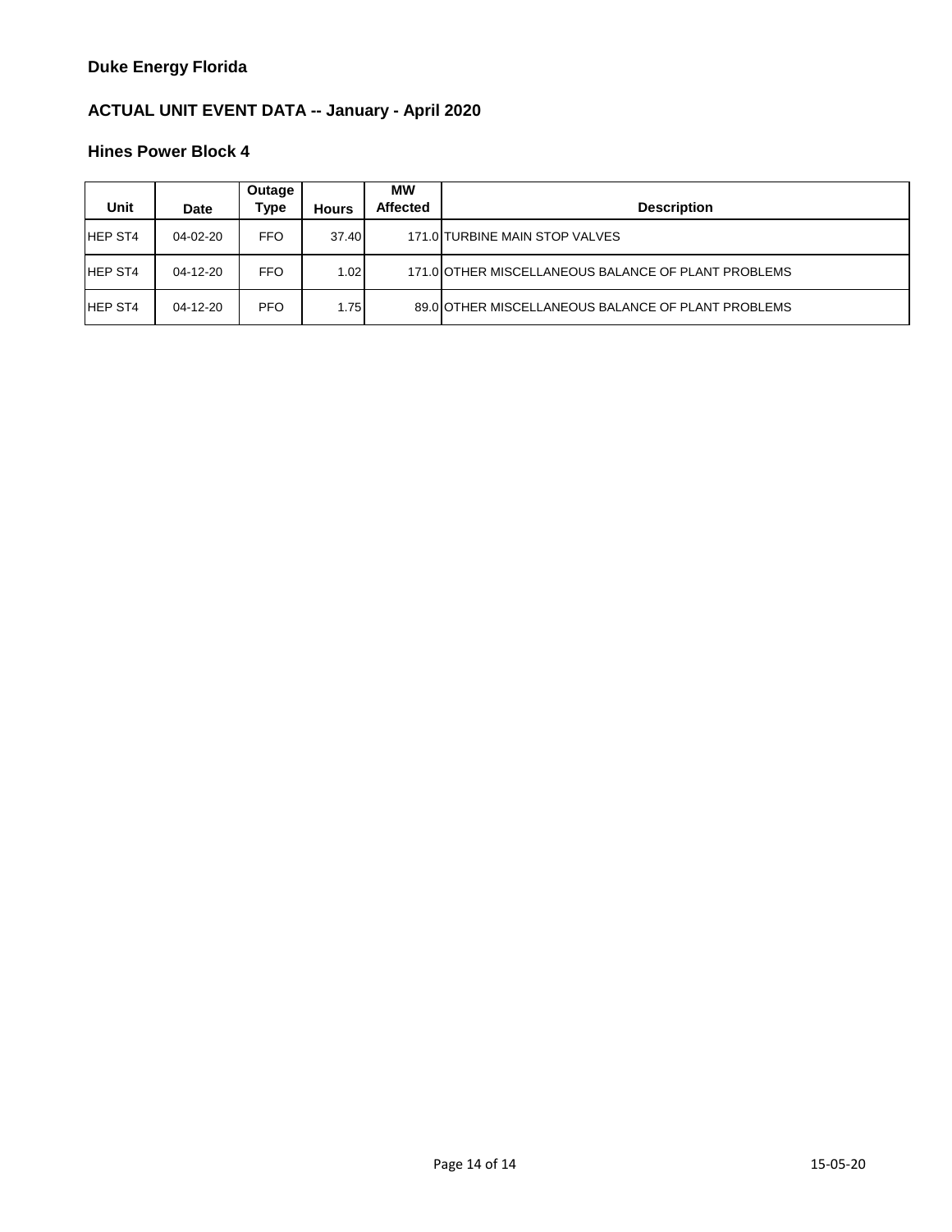**Duke Energy Florida**

**ACTUAL UNIT EVENT DATA -- January - April 2020**

**Hines Power Block 4**

| Unit | Date | Outage Type | Hours | MW Affected | Description |
|---|---|---|---|---|---|
| HEP ST4 | 04-02-20 | FFO | 37.40 | 171.0 | TURBINE MAIN STOP VALVES |
| HEP ST4 | 04-12-20 | FFO | 1.02 | 171.0 | OTHER MISCELLANEOUS BALANCE OF PLANT PROBLEMS |
| HEP ST4 | 04-12-20 | PFO | 1.75 | 89.0 | OTHER MISCELLANEOUS BALANCE OF PLANT PROBLEMS |

15-05-20